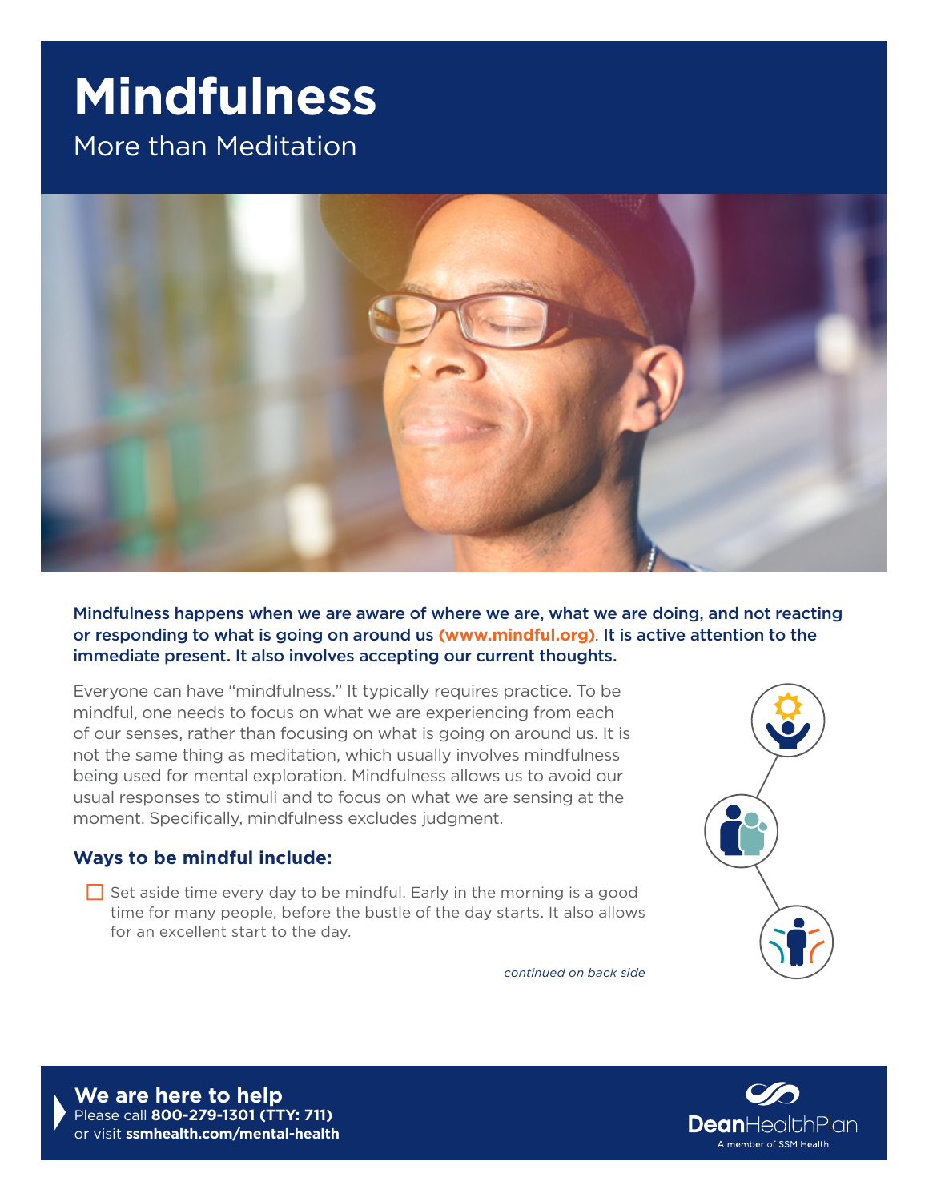# Mindfulness

More than Meditation

**Mindfulness happens when we are aware of where we are, what we are doing, and not reacting or responding to what is going on around us (www.mindful.org). It is active attention to the immediate present. It also involves accepting our current thoughts.**

Everyone can have "mindfulness." It typically requires practice. To be mindful, one needs to focus on what we are experiencing from each of our senses, rather than focusing on what is going on around us. It is not the same thing as meditation, which usually involves mindfulness being used for mental exploration. Mindfulness allows us to avoid our usual responses to stimuli and to focus on what we are sensing at the moment. Specifically, mindfulness excludes judgment.

## Ways to be mindful include:

- ☐ Set aside time every day to be mindful. Early in the morning is a good time for many people, before the bustle of the day starts. It also allows for an excellent start to the day.

*continued on back side*

**We are here to help**
Please call **800-279-1301 (TTY: 711)**
or visit **ssmhealth.com/mental-health**

DeanHealthPlan
A member of SSM Health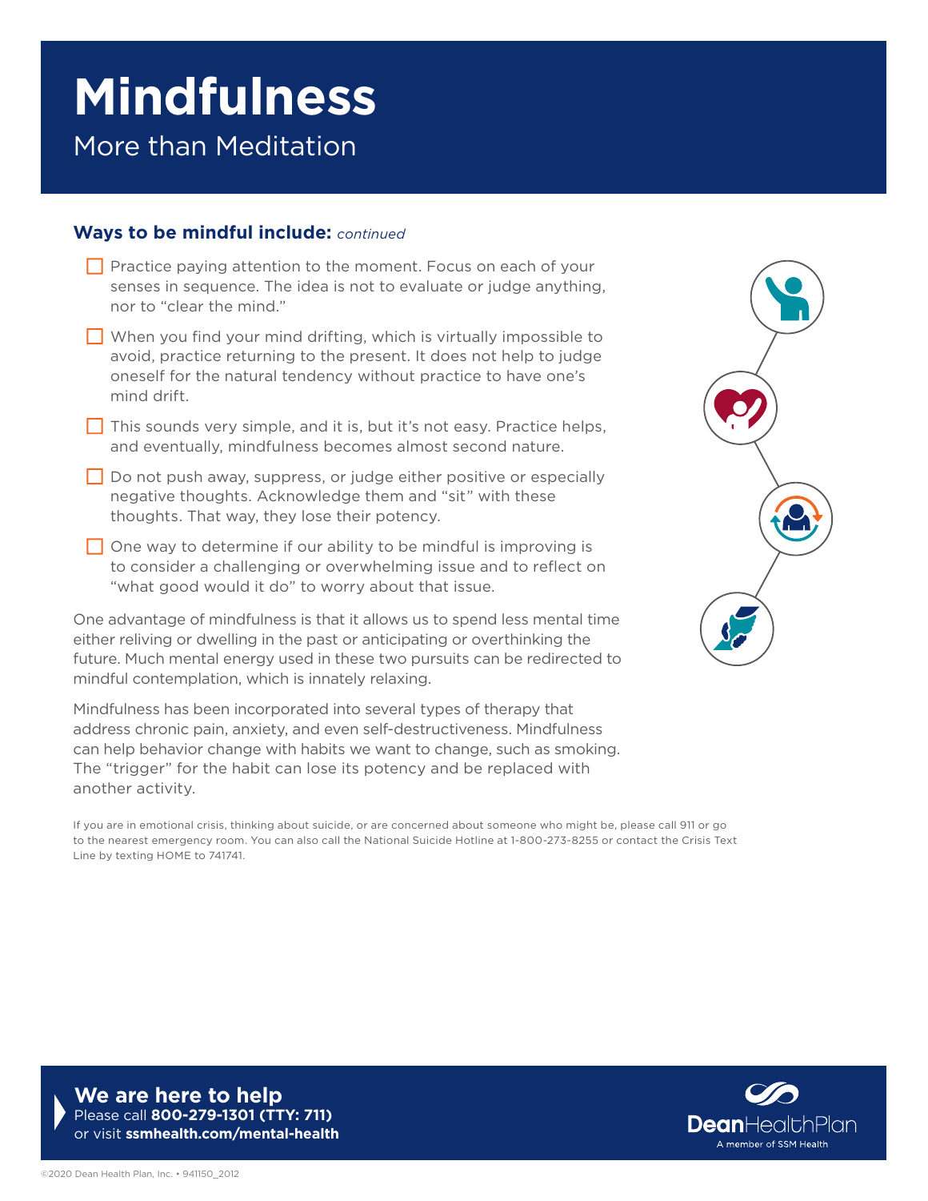# Mindfulness

## More than Meditation

### Ways to be mindful include: *continued*

- ☐ Practice paying attention to the moment. Focus on each of your senses in sequence. The idea is not to evaluate or judge anything, nor to "clear the mind."
- ☐ When you find your mind drifting, which is virtually impossible to avoid, practice returning to the present. It does not help to judge oneself for the natural tendency without practice to have one's mind drift.
- ☐ This sounds very simple, and it is, but it's not easy. Practice helps, and eventually, mindfulness becomes almost second nature.
- ☐ Do not push away, suppress, or judge either positive or especially negative thoughts. Acknowledge them and "sit" with these thoughts. That way, they lose their potency.
- ☐ One way to determine if our ability to be mindful is improving is to consider a challenging or overwhelming issue and to reflect on "what good would it do" to worry about that issue.

One advantage of mindfulness is that it allows us to spend less mental time either reliving or dwelling in the past or anticipating or overthinking the future. Much mental energy used in these two pursuits can be redirected to mindful contemplation, which is innately relaxing.

Mindfulness has been incorporated into several types of therapy that address chronic pain, anxiety, and even self-destructiveness. Mindfulness can help behavior change with habits we want to change, such as smoking. The "trigger" for the habit can lose its potency and be replaced with another activity.

If you are in emotional crisis, thinking about suicide, or are concerned about someone who might be, please call 911 or go to the nearest emergency room. You can also call the National Suicide Hotline at 1-800-273-8255 or contact the Crisis Text Line by texting HOME to 741741.

**We are here to help**
Please call **800-279-1301 (TTY: 711)**
or visit **ssmhealth.com/mental-health**

DeanHealthPlan
A member of SSM Health

©2020 Dean Health Plan, Inc. • 941150_2012